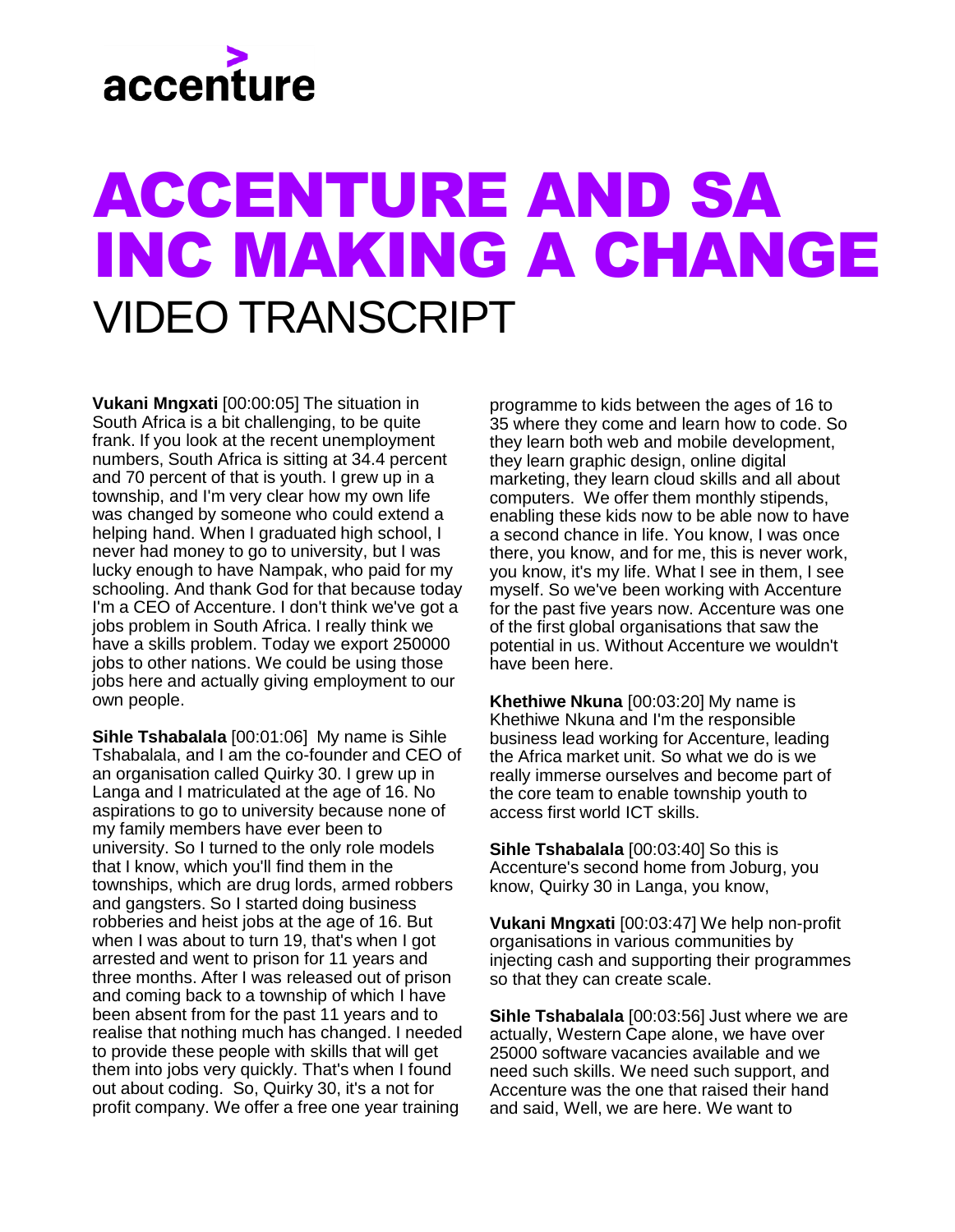accenture

# ACCENTURE AND SA INC MAKING A CHANGE

## VIDEO TRANSCRIPT

**Vukani Mngxati** [00:00:05] The situation in South Africa is a bit challenging, to be quite frank. If you look at the recent unemployment numbers, South Africa is sitting at 34.4 percent and 70 percent of that is youth. I grew up in a township, and I'm very clear how my own life was changed by someone who could extend a helping hand. When I graduated high school, I never had money to go to university, but I was lucky enough to have Nampak, who paid for my schooling. And thank God for that because today I'm a CEO of Accenture. I don't think we've got a jobs problem in South Africa. I really think we have a skills problem. Today we export 250000 jobs to other nations. We could be using those jobs here and actually giving employment to our own people.

**Sihle Tshabalala** [00:01:06] My name is Sihle Tshabalala, and I am the co-founder and CEO of an organisation called Quirky 30. I grew up in Langa and I matriculated at the age of 16. No aspirations to go to university because none of my family members have ever been to university. So I turned to the only role models that I know, which you'll find them in the townships, which are drug lords, armed robbers and gangsters. So I started doing business robberies and heist jobs at the age of 16. But when I was about to turn 19, that's when I got arrested and went to prison for 11 years and three months. After I was released out of prison and coming back to a township of which I have been absent from for the past 11 years and to realise that nothing much has changed. I needed to provide these people with skills that will get them into jobs very quickly. That's when I found out about coding. So, Quirky 30, it's a not for profit company. We offer a free one year training programme to kids between the ages of 16 to 35 where they come and learn how to code. So they learn both web and mobile development, they learn graphic design, online digital marketing, they learn cloud skills and all about computers. We offer them monthly stipends, enabling these kids now to be able now to have a second chance in life. You know, I was once there, you know, and for me, this is never work, you know, it's my life. What I see in them, I see myself. So we've been working with Accenture for the past five years now. Accenture was one of the first global organisations that saw the potential in us. Without Accenture we wouldn't have been here.

**Khethiwe Nkuna** [00:03:20] My name is Khethiwe Nkuna and I'm the responsible business lead working for Accenture, leading the Africa market unit. So what we do is we really immerse ourselves and become part of the core team to enable township youth to access first world ICT skills.

**Sihle Tshabalala** [00:03:40] So this is Accenture's second home from Joburg, you know, Quirky 30 in Langa, you know,

**Vukani Mngxati** [00:03:47] We help non-profit organisations in various communities by injecting cash and supporting their programmes so that they can create scale.

**Sihle Tshabalala** [00:03:56] Just where we are actually, Western Cape alone, we have over 25000 software vacancies available and we need such skills. We need such support, and Accenture was the one that raised their hand and said, Well, we are here. We want to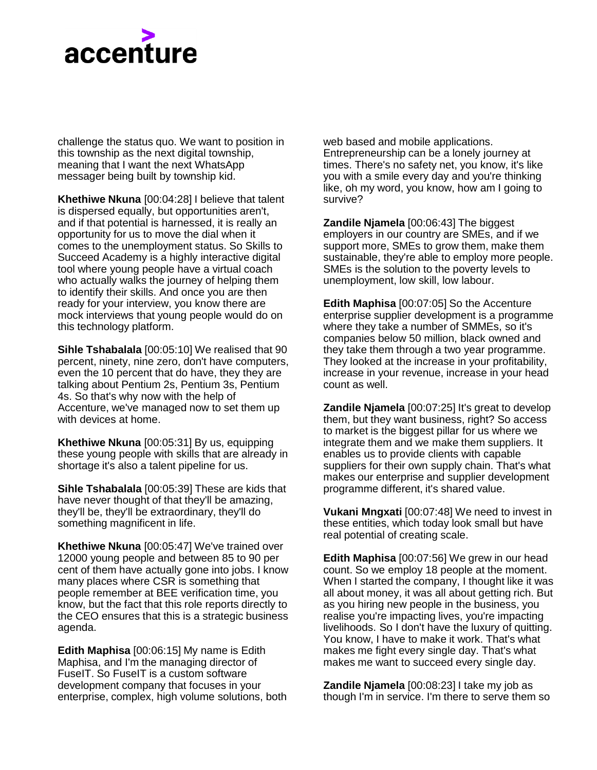challenge the status quo. We want to position in this township as the next digital township, meaning that I want the next WhatsApp messager being built by township kid.

**Khethiwe Nkuna** [00:04:28] I believe that talent is dispersed equally, but opportunities aren't, and if that potential is harnessed, it is really an opportunity for us to move the dial when it comes to the unemployment status. So Skills to Succeed Academy is a highly interactive digital tool where young people have a virtual coach who actually walks the journey of helping them to identify their skills. And once you are then ready for your interview, you know there are mock interviews that young people would do on this technology platform.

**Sihle Tshabalala** [00:05:10] We realised that 90 percent, ninety, nine zero, don't have computers, even the 10 percent that do have, they they are talking about Pentium 2s, Pentium 3s, Pentium 4s. So that's why now with the help of Accenture, we've managed now to set them up with devices at home.

**Khethiwe Nkuna** [00:05:31] By us, equipping these young people with skills that are already in shortage it's also a talent pipeline for us.

**Sihle Tshabalala** [00:05:39] These are kids that have never thought of that they'll be amazing, they'll be, they'll be extraordinary, they'll do something magnificent in life.

**Khethiwe Nkuna** [00:05:47] We've trained over 12000 young people and between 85 to 90 per cent of them have actually gone into jobs. I know many places where CSR is something that people remember at BEE verification time, you know, but the fact that this role reports directly to the CEO ensures that this is a strategic business agenda.

**Edith Maphisa** [00:06:15] My name is Edith Maphisa, and I'm the managing director of FuseIT. So FuseIT is a custom software development company that focuses in your enterprise, complex, high volume solutions, both web based and mobile applications. Entrepreneurship can be a lonely journey at times. There's no safety net, you know, it's like you with a smile every day and you're thinking like, oh my word, you know, how am I going to survive?

**Zandile Njamela** [00:06:43] The biggest employers in our country are SMEs, and if we support more, SMEs to grow them, make them sustainable, they're able to employ more people. SMEs is the solution to the poverty levels to unemployment, low skill, low labour.

**Edith Maphisa** [00:07:05] So the Accenture enterprise supplier development is a programme where they take a number of SMMEs, so it's companies below 50 million, black owned and they take them through a two year programme. They looked at the increase in your profitability, increase in your revenue, increase in your head count as well.

**Zandile Njamela** [00:07:25] It's great to develop them, but they want business, right? So access to market is the biggest pillar for us where we integrate them and we make them suppliers. It enables us to provide clients with capable suppliers for their own supply chain. That's what makes our enterprise and supplier development programme different, it's shared value.

**Vukani Mngxati** [00:07:48] We need to invest in these entities, which today look small but have real potential of creating scale.

**Edith Maphisa** [00:07:56] We grew in our head count. So we employ 18 people at the moment. When I started the company, I thought like it was all about money, it was all about getting rich. But as you hiring new people in the business, you realise you're impacting lives, you're impacting livelihoods. So I don't have the luxury of quitting. You know, I have to make it work. That's what makes me fight every single day. That's what makes me want to succeed every single day.

**Zandile Njamela** [00:08:23] I take my job as though I'm in service. I'm there to serve them so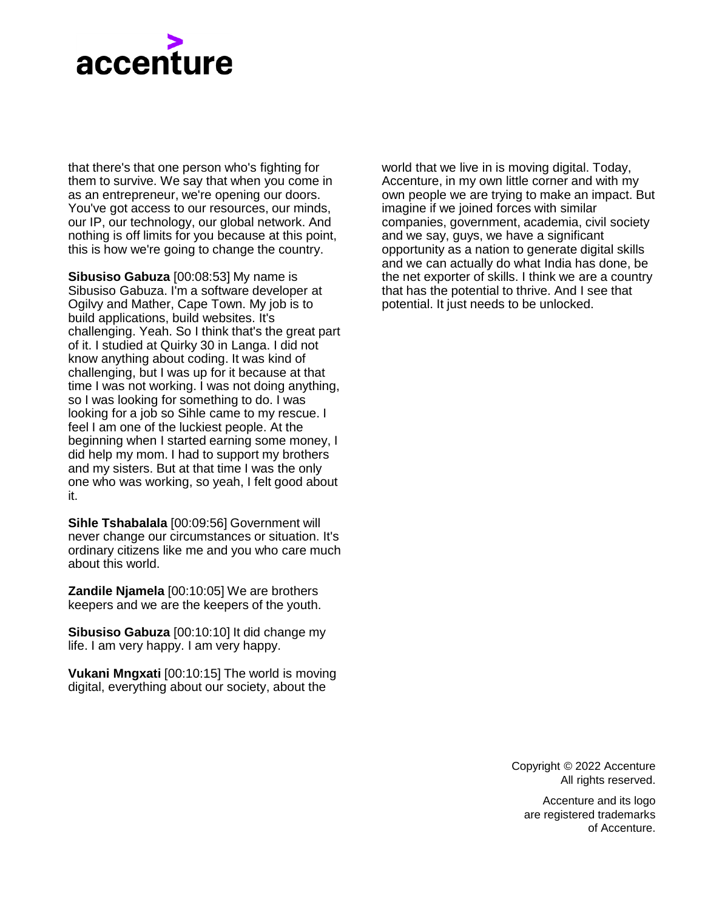that there's that one person who's fighting for them to survive. We say that when you come in as an entrepreneur, we're opening our doors. You've got access to our resources, our minds, our IP, our technology, our global network. And nothing is off limits for you because at this point, this is how we're going to change the country.

**Sibusiso Gabuza** [00:08:53] My name is Sibusiso Gabuza. I'm a software developer at Ogilvy and Mather, Cape Town. My job is to build applications, build websites. It's challenging. Yeah. So I think that's the great part of it. I studied at Quirky 30 in Langa. I did not know anything about coding. It was kind of challenging, but I was up for it because at that time I was not working. I was not doing anything, so I was looking for something to do. I was looking for a job so Sihle came to my rescue. I feel I am one of the luckiest people. At the beginning when I started earning some money, I did help my mom. I had to support my brothers and my sisters. But at that time I was the only one who was working, so yeah, I felt good about it.

**Sihle Tshabalala** [00:09:56] Government will never change our circumstances or situation. It's ordinary citizens like me and you who care much about this world.

**Zandile Njamela** [00:10:05] We are brothers keepers and we are the keepers of the youth.

**Sibusiso Gabuza** [00:10:10] It did change my life. I am very happy. I am very happy.

**Vukani Mngxati** [00:10:15] The world is moving digital, everything about our society, about the world that we live in is moving digital. Today, Accenture, in my own little corner and with my own people we are trying to make an impact. But imagine if we joined forces with similar companies, government, academia, civil society and we say, guys, we have a significant opportunity as a nation to generate digital skills and we can actually do what India has done, be the net exporter of skills. I think we are a country that has the potential to thrive. And I see that potential. It just needs to be unlocked.

Copyright © 2022 Accenture
All rights reserved.

Accenture and its logo are registered trademarks of Accenture.